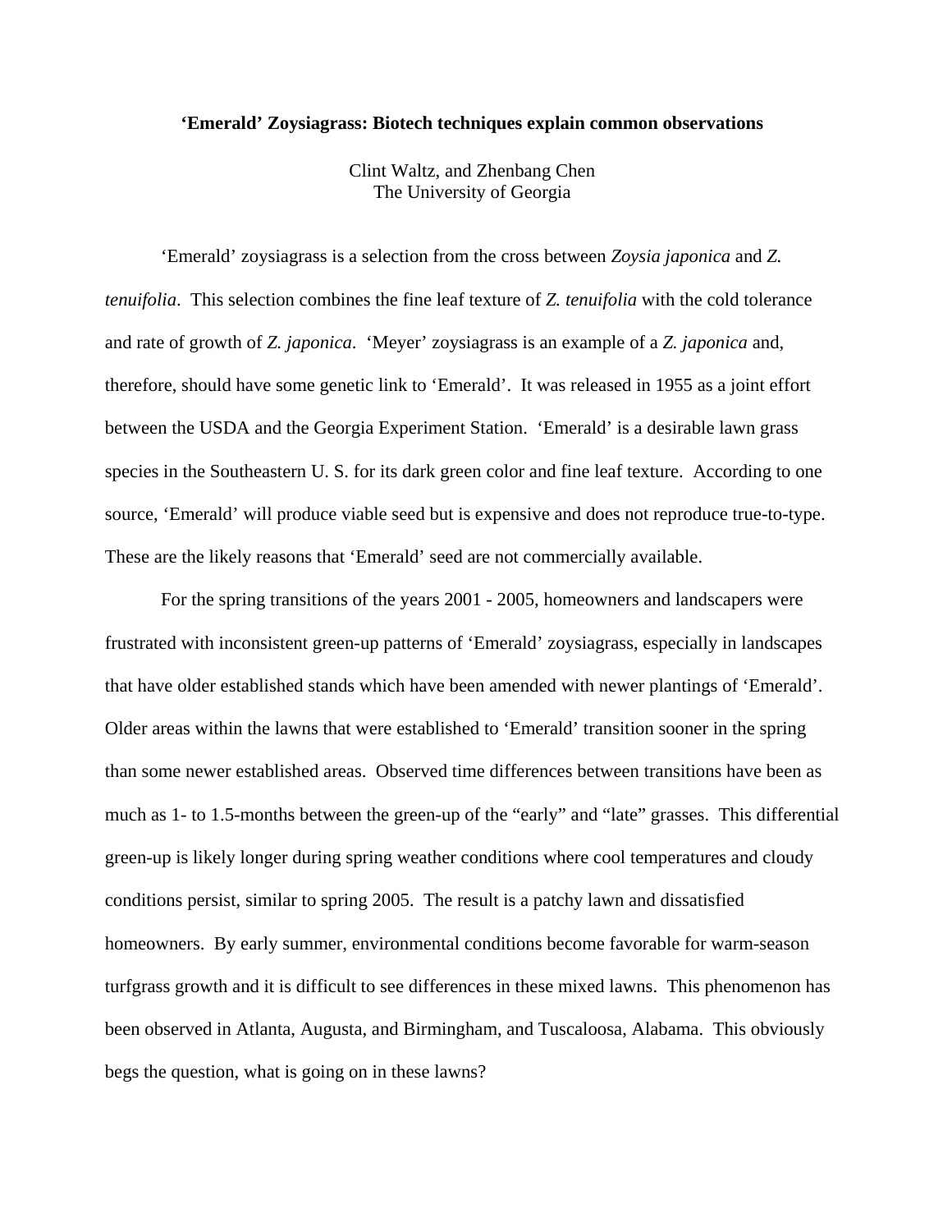# 'Emerald' Zoysiagrass: Biotech techniques explain common observations

Clint Waltz, and Zhenbang Chen
The University of Georgia

'Emerald' zoysiagrass is a selection from the cross between *Zoysia japonica* and *Z. tenuifolia*. This selection combines the fine leaf texture of *Z. tenuifolia* with the cold tolerance and rate of growth of *Z. japonica*. 'Meyer' zoysiagrass is an example of a *Z. japonica* and, therefore, should have some genetic link to 'Emerald'. It was released in 1955 as a joint effort between the USDA and the Georgia Experiment Station. 'Emerald' is a desirable lawn grass species in the Southeastern U. S. for its dark green color and fine leaf texture. According to one source, 'Emerald' will produce viable seed but is expensive and does not reproduce true-to-type. These are the likely reasons that 'Emerald' seed are not commercially available.

For the spring transitions of the years 2001 - 2005, homeowners and landscapers were frustrated with inconsistent green-up patterns of 'Emerald' zoysiagrass, especially in landscapes that have older established stands which have been amended with newer plantings of 'Emerald'. Older areas within the lawns that were established to 'Emerald' transition sooner in the spring than some newer established areas. Observed time differences between transitions have been as much as 1- to 1.5-months between the green-up of the "early" and "late" grasses. This differential green-up is likely longer during spring weather conditions where cool temperatures and cloudy conditions persist, similar to spring 2005. The result is a patchy lawn and dissatisfied homeowners. By early summer, environmental conditions become favorable for warm-season turfgrass growth and it is difficult to see differences in these mixed lawns. This phenomenon has been observed in Atlanta, Augusta, and Birmingham, and Tuscaloosa, Alabama. This obviously begs the question, what is going on in these lawns?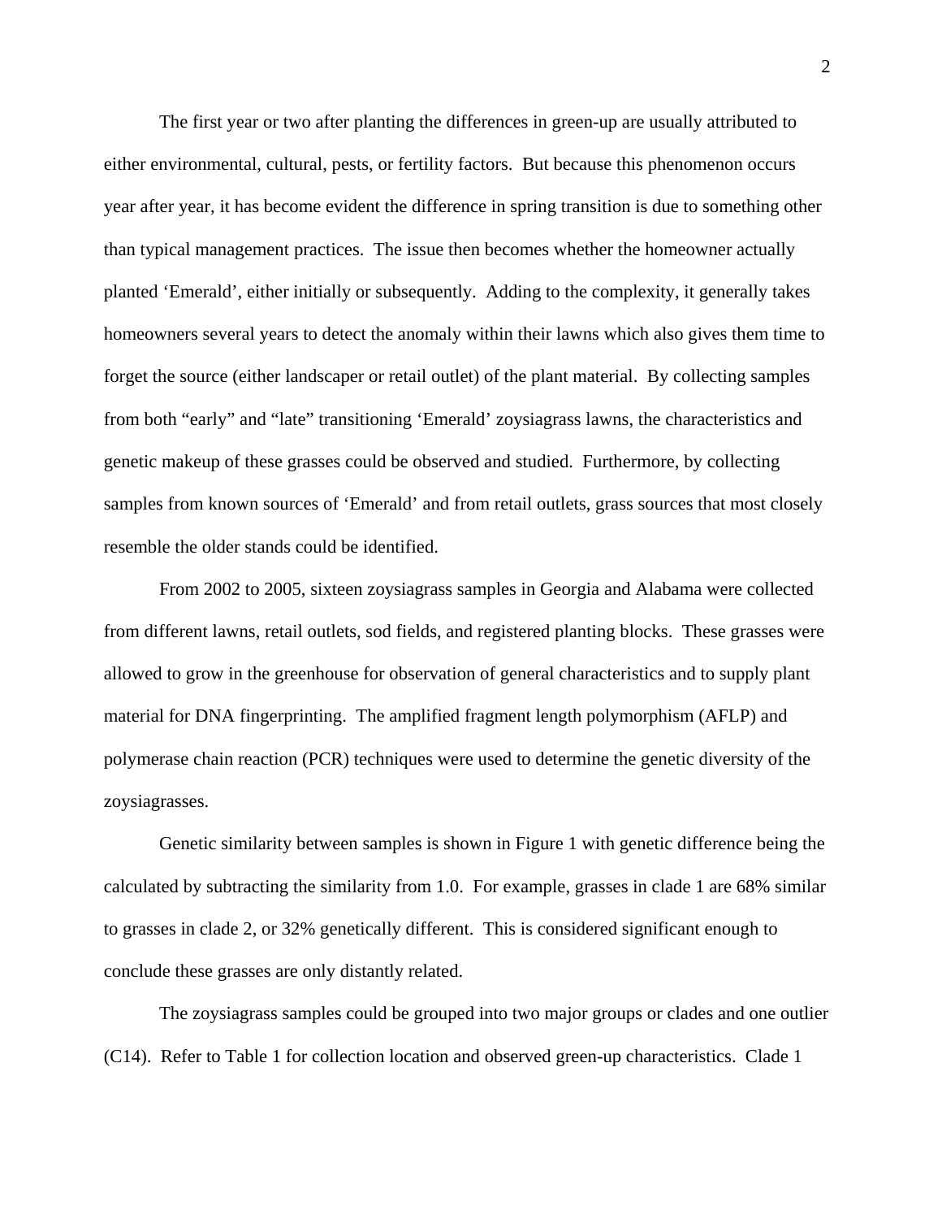The first year or two after planting the differences in green-up are usually attributed to either environmental, cultural, pests, or fertility factors. But because this phenomenon occurs year after year, it has become evident the difference in spring transition is due to something other than typical management practices. The issue then becomes whether the homeowner actually planted 'Emerald', either initially or subsequently. Adding to the complexity, it generally takes homeowners several years to detect the anomaly within their lawns which also gives them time to forget the source (either landscaper or retail outlet) of the plant material. By collecting samples from both "early" and "late" transitioning 'Emerald' zoysiagrass lawns, the characteristics and genetic makeup of these grasses could be observed and studied. Furthermore, by collecting samples from known sources of 'Emerald' and from retail outlets, grass sources that most closely resemble the older stands could be identified.

From 2002 to 2005, sixteen zoysiagrass samples in Georgia and Alabama were collected from different lawns, retail outlets, sod fields, and registered planting blocks. These grasses were allowed to grow in the greenhouse for observation of general characteristics and to supply plant material for DNA fingerprinting. The amplified fragment length polymorphism (AFLP) and polymerase chain reaction (PCR) techniques were used to determine the genetic diversity of the zoysiagrasses.

Genetic similarity between samples is shown in Figure 1 with genetic difference being the calculated by subtracting the similarity from 1.0. For example, grasses in clade 1 are 68% similar to grasses in clade 2, or 32% genetically different. This is considered significant enough to conclude these grasses are only distantly related.

The zoysiagrass samples could be grouped into two major groups or clades and one outlier (C14). Refer to Table 1 for collection location and observed green-up characteristics. Clade 1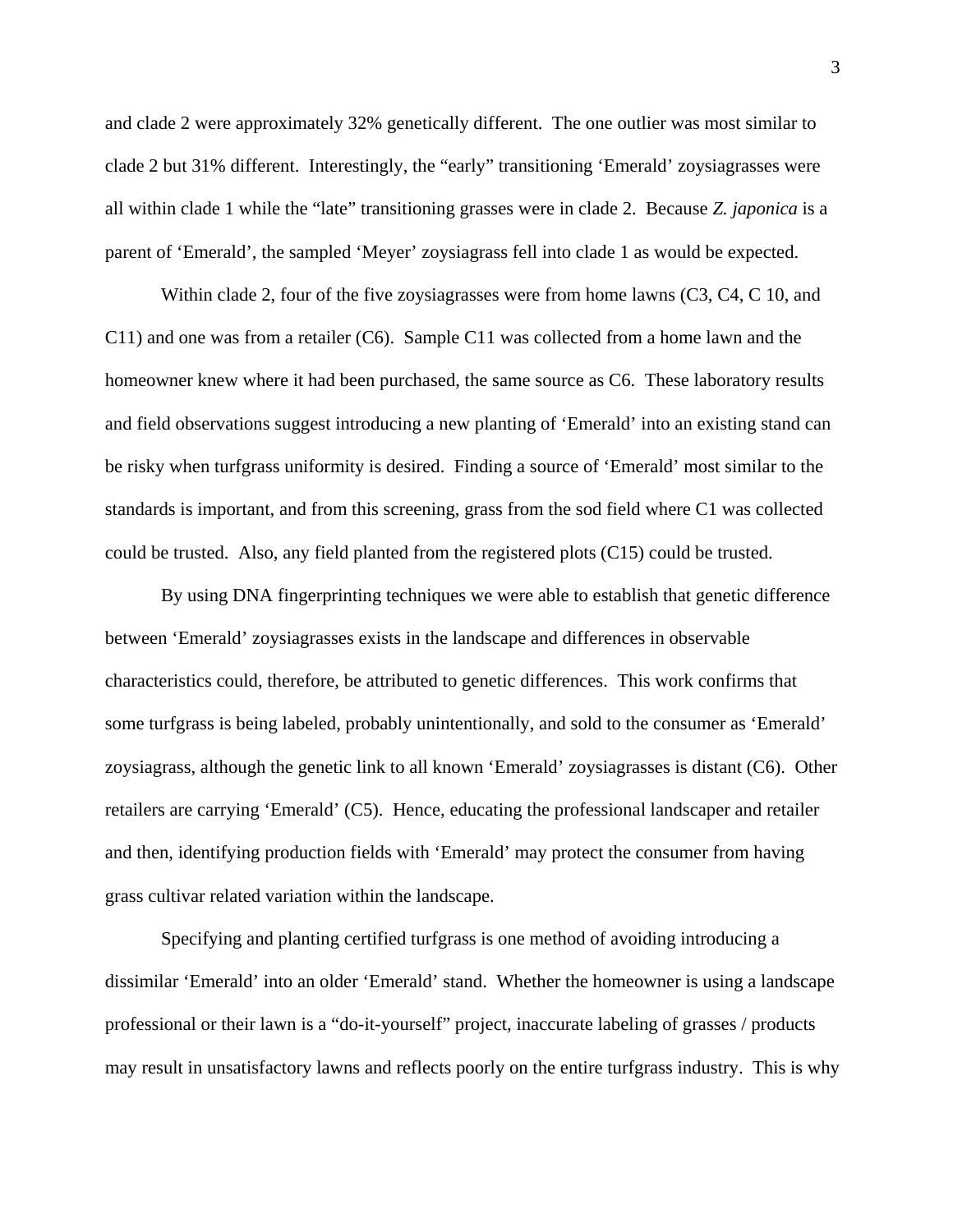and clade 2 were approximately 32% genetically different. The one outlier was most similar to clade 2 but 31% different. Interestingly, the "early" transitioning 'Emerald' zoysiagrasses were all within clade 1 while the "late" transitioning grasses were in clade 2. Because *Z. japonica* is a parent of 'Emerald', the sampled 'Meyer' zoysiagrass fell into clade 1 as would be expected.

Within clade 2, four of the five zoysiagrasses were from home lawns (C3, C4, C 10, and C11) and one was from a retailer (C6). Sample C11 was collected from a home lawn and the homeowner knew where it had been purchased, the same source as C6. These laboratory results and field observations suggest introducing a new planting of 'Emerald' into an existing stand can be risky when turfgrass uniformity is desired. Finding a source of 'Emerald' most similar to the standards is important, and from this screening, grass from the sod field where C1 was collected could be trusted. Also, any field planted from the registered plots (C15) could be trusted.

By using DNA fingerprinting techniques we were able to establish that genetic difference between 'Emerald' zoysiagrasses exists in the landscape and differences in observable characteristics could, therefore, be attributed to genetic differences. This work confirms that some turfgrass is being labeled, probably unintentionally, and sold to the consumer as 'Emerald' zoysiagrass, although the genetic link to all known 'Emerald' zoysiagrasses is distant (C6). Other retailers are carrying 'Emerald' (C5). Hence, educating the professional landscaper and retailer and then, identifying production fields with 'Emerald' may protect the consumer from having grass cultivar related variation within the landscape.

Specifying and planting certified turfgrass is one method of avoiding introducing a dissimilar 'Emerald' into an older 'Emerald' stand. Whether the homeowner is using a landscape professional or their lawn is a "do-it-yourself" project, inaccurate labeling of grasses / products may result in unsatisfactory lawns and reflects poorly on the entire turfgrass industry. This is why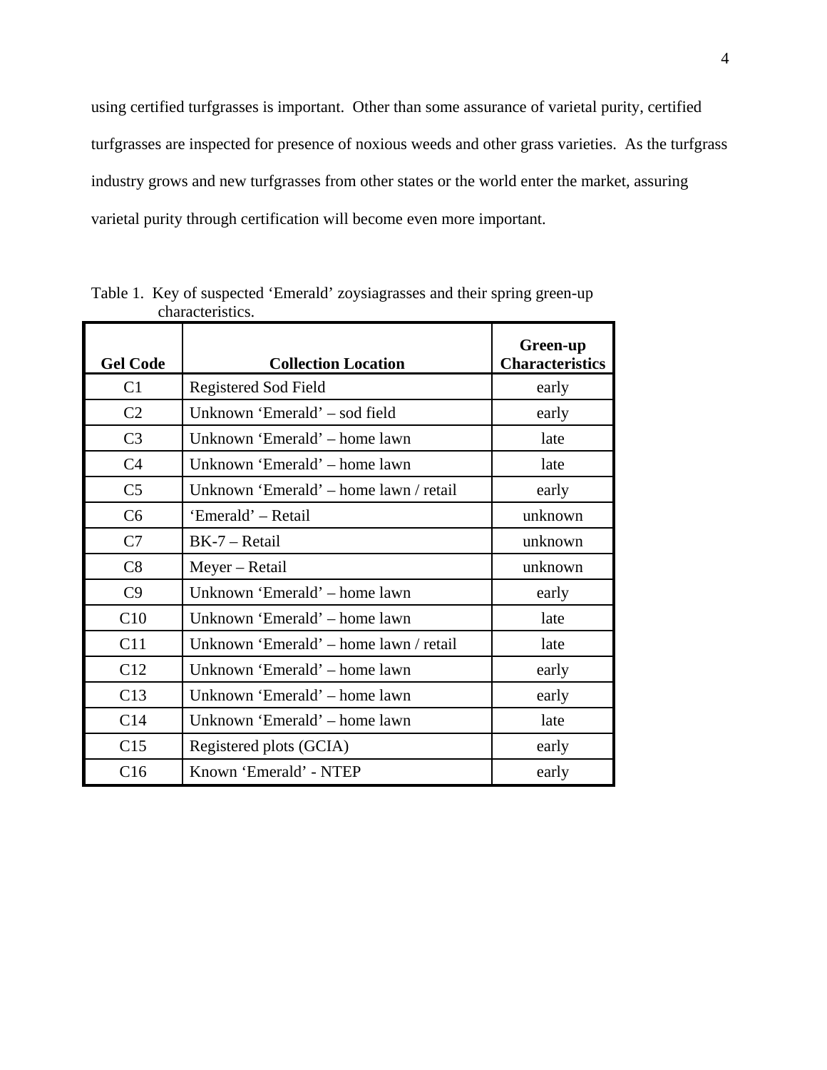using certified turfgrasses is important. Other than some assurance of varietal purity, certified turfgrasses are inspected for presence of noxious weeds and other grass varieties. As the turfgrass industry grows and new turfgrasses from other states or the world enter the market, assuring varietal purity through certification will become even more important.

Table 1. Key of suspected 'Emerald' zoysiagrasses and their spring green-up characteristics.

| Gel Code | Collection Location | Green-up Characteristics |
|---|---|---|
| C1 | Registered Sod Field | early |
| C2 | Unknown 'Emerald' – sod field | early |
| C3 | Unknown 'Emerald' – home lawn | late |
| C4 | Unknown 'Emerald' – home lawn | late |
| C5 | Unknown 'Emerald' – home lawn / retail | early |
| C6 | 'Emerald' – Retail | unknown |
| C7 | BK-7 – Retail | unknown |
| C8 | Meyer – Retail | unknown |
| C9 | Unknown 'Emerald' – home lawn | early |
| C10 | Unknown 'Emerald' – home lawn | late |
| C11 | Unknown 'Emerald' – home lawn / retail | late |
| C12 | Unknown 'Emerald' – home lawn | early |
| C13 | Unknown 'Emerald' – home lawn | early |
| C14 | Unknown 'Emerald' – home lawn | late |
| C15 | Registered plots (GCIA) | early |
| C16 | Known 'Emerald' - NTEP | early |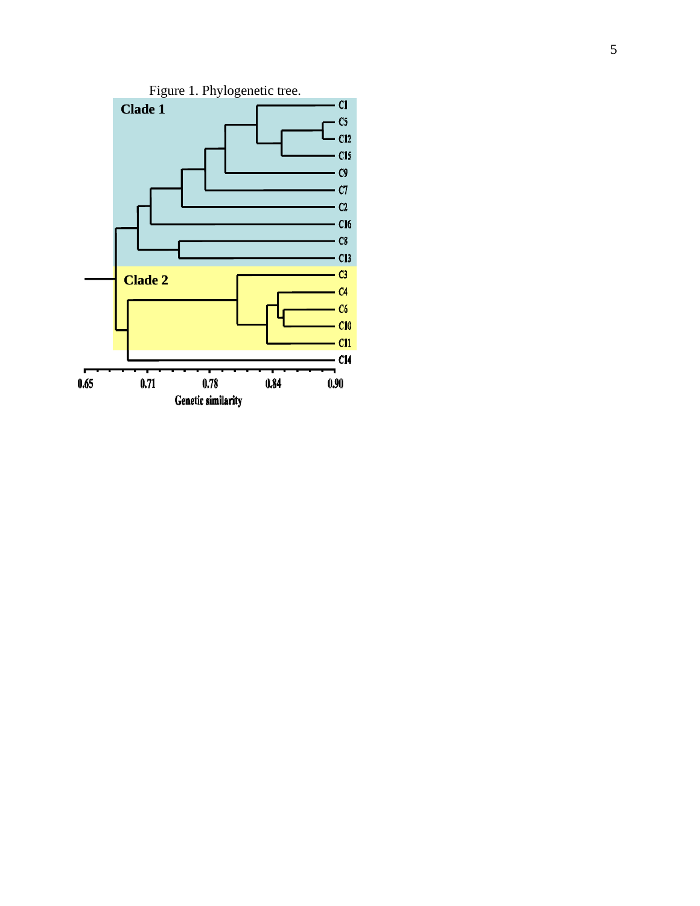Figure 1. Phylogenetic tree.

Clade 1

Clade 2

C1
C5
C12
C15
C9
C7
C2
C16
C8
C13
C3
C4
C6
C10
C11
C14

0.65 0.71 0.78 0.84 0.90

Genetic similarity